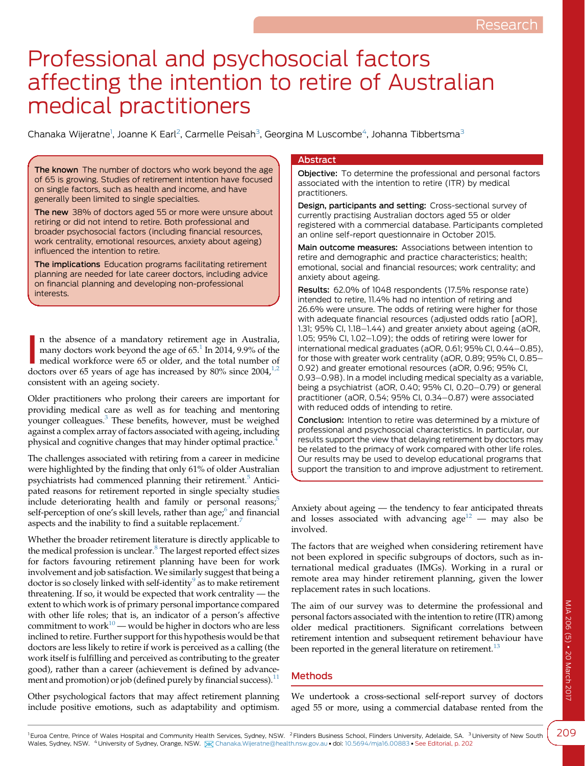# Professional and psychosocial factors affecting the intention to retire of Australian medical practitioners

Chanaka Wijeratne[1], Joanne K Earl[2], Carmelle Peisah[3], Georgina M Luscombe[4], Johanna Tibbertsma[3]

**The known** The number of doctors who work beyond the age of 65 is growing. Studies of retirement intention have focused on single factors, such as health and income, and have generally been limited to single specialties.

**The new** 38% of doctors aged 55 or more were unsure about retiring or did not intend to retire. Both professional and broader psychosocial factors (including financial resources, work centrality, emotional resources, anxiety about ageing) influenced the intention to retire.

**The implications** Education programs facilitating retirement planning are needed for late career doctors, including advice on financial planning and developing non-professional interests.

## Abstract

**Objective:** To determine the professional and personal factors associated with the intention to retire (ITR) by medical practitioners.

**Design, participants and setting:** Cross-sectional survey of currently practising Australian doctors aged 55 or older registered with a commercial database. Participants completed an online self-report questionnaire in October 2015.

**Main outcome measures:** Associations between intention to retire and demographic and practice characteristics; health; emotional, social and financial resources; work centrality; and anxiety about ageing.

**Results:** 62.0% of 1048 respondents (17.5% response rate) intended to retire, 11.4% had no intention of retiring and 26.6% were unsure. The odds of retiring were higher for those with adequate financial resources (adjusted odds ratio [aOR], 1.31; 95% CI, 1.18–1.44) and greater anxiety about ageing (aOR, 1.05; 95% CI, 1.02–1.09); the odds of retiring were lower for international medical graduates (aOR, 0.61; 95% CI, 0.44–0.85), for those with greater work centrality (aOR, 0.89; 95% CI, 0.85–0.92) and greater emotional resources (aOR, 0.96; 95% CI, 0.93–0.98). In a model including medical specialty as a variable, being a psychiatrist (aOR, 0.40; 95% CI, 0.20–0.79) or general practitioner (aOR, 0.54; 95% CI, 0.34–0.87) were associated with reduced odds of intending to retire.

**Conclusion:** Intention to retire was determined by a mixture of professional and psychosocial characteristics. In particular, our results support the view that delaying retirement by doctors may be related to the primacy of work compared with other life roles. Our results may be used to develop educational programs that support the transition to and improve adjustment to retirement.

In the absence of a mandatory retirement age in Australia, many doctors work beyond the age of 65.[1] In 2014, 9.9% of the medical workforce were 65 or older, and the total number of doctors over 65 years of age has increased by 80% since 2004,[1,2] consistent with an ageing society.

Older practitioners who prolong their careers are important for providing medical care as well as for teaching and mentoring younger colleagues.[3] These benefits, however, must be weighed against a complex array of factors associated with ageing, including physical and cognitive changes that may hinder optimal practice.[4]

The challenges associated with retiring from a career in medicine were highlighted by the finding that only 61% of older Australian psychiatrists had commenced planning their retirement.[5] Anticipated reasons for retirement reported in single specialty studies include deteriorating health and family or personal reasons;[5] self-perception of one's skill levels, rather than age;[6] and financial aspects and the inability to find a suitable replacement.[7]

Whether the broader retirement literature is directly applicable to the medical profession is unclear.[8] The largest reported effect sizes for factors favouring retirement planning have been for work involvement and job satisfaction. We similarly suggest that being a doctor is so closely linked with self-identity[9] as to make retirement threatening. If so, it would be expected that work centrality — the extent to which work is of primary personal importance compared with other life roles; that is, an indicator of a person's affective commitment to work[10] — would be higher in doctors who are less inclined to retire. Further support for this hypothesis would be that doctors are less likely to retire if work is perceived as a calling (the work itself is fulfilling and perceived as contributing to the greater good), rather than a career (achievement is defined by advancement and promotion) or job (defined purely by financial success).[11]

Other psychological factors that may affect retirement planning include positive emotions, such as adaptability and optimism. Anxiety about ageing — the tendency to fear anticipated threats and losses associated with advancing age[12] — may also be involved.

The factors that are weighed when considering retirement have not been explored in specific subgroups of doctors, such as international medical graduates (IMGs). Working in a rural or remote area may hinder retirement planning, given the lower replacement rates in such locations.

The aim of our survey was to determine the professional and personal factors associated with the intention to retire (ITR) among older medical practitioners. Significant correlations between retirement intention and subsequent retirement behaviour have been reported in the general literature on retirement.[13]

## Methods

We undertook a cross-sectional self-report survey of doctors aged 55 or more, using a commercial database rented from the

[1] Euroa Centre, Prince of Wales Hospital and Community Health Services, Sydney, NSW. [2] Flinders Business School, Flinders University, Adelaide, SA. [3] University of New South Wales, Sydney, NSW. [4] University of Sydney, Orange, NSW. Chanaka.Wijeratne@health.nsw.gov.au • doi: 10.5694/mja16.00883 • See Editorial, p. 202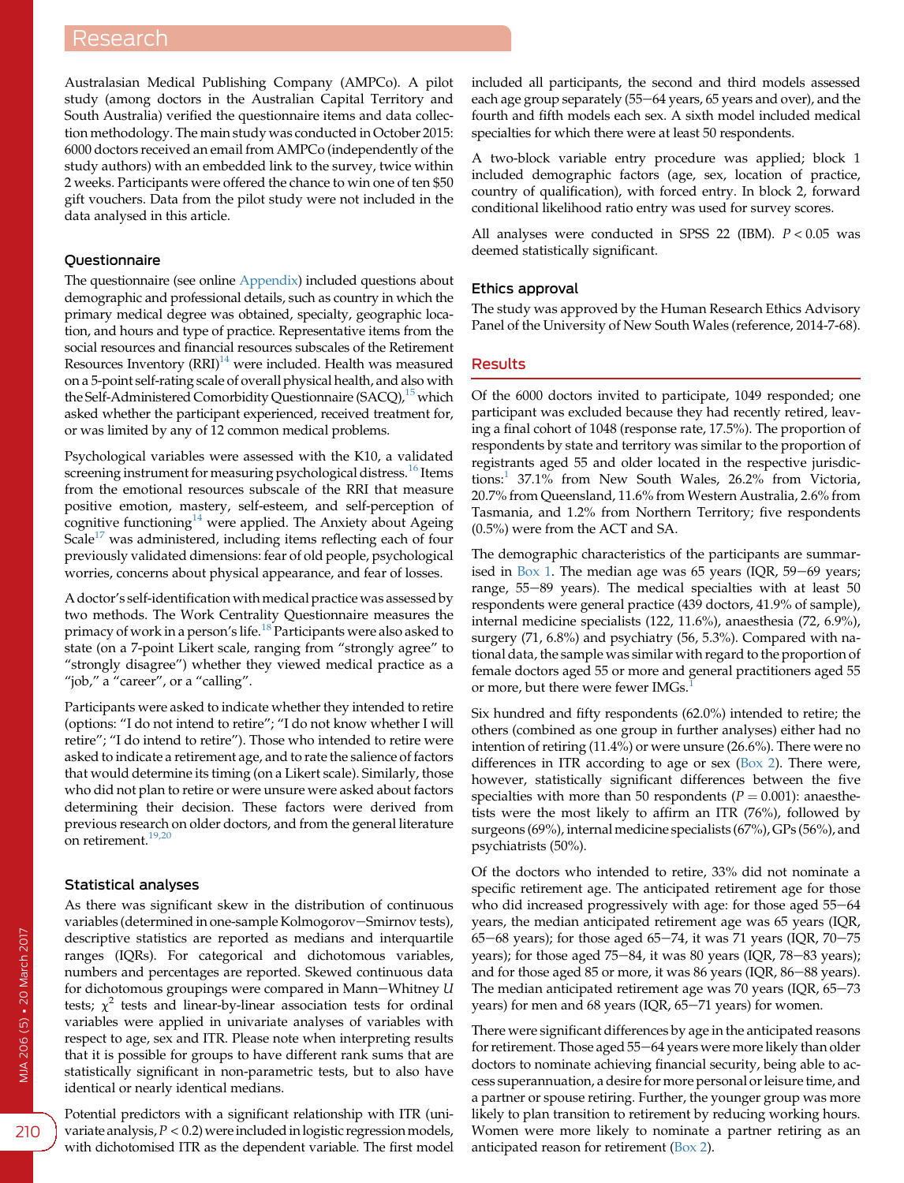Australasian Medical Publishing Company (AMPCo). A pilot study (among doctors in the Australian Capital Territory and South Australia) verified the questionnaire items and data collection methodology. The main study was conducted in October 2015: 6000 doctors received an email from AMPCo (independently of the study authors) with an embedded link to the survey, twice within 2 weeks. Participants were offered the chance to win one of ten $50 gift vouchers. Data from the pilot study were not included in the data analysed in this article.

### Questionnaire

The questionnaire (see online Appendix) included questions about demographic and professional details, such as country in which the primary medical degree was obtained, specialty, geographic location, and hours and type of practice. Representative items from the social resources and financial resources subscales of the Retirement Resources Inventory (RRI)[14] were included. Health was measured on a 5-point self-rating scale of overall physical health, and also with the Self-Administered Comorbidity Questionnaire (SACQ),[15] which asked whether the participant experienced, received treatment for, or was limited by any of 12 common medical problems.

Psychological variables were assessed with the K10, a validated screening instrument for measuring psychological distress.[16] Items from the emotional resources subscale of the RRI that measure positive emotion, mastery, self-esteem, and self-perception of cognitive functioning[14] were applied. The Anxiety about Ageing Scale[17] was administered, including items reflecting each of four previously validated dimensions: fear of old people, psychological worries, concerns about physical appearance, and fear of losses.

A doctor's self-identification with medical practice was assessed by two methods. The Work Centrality Questionnaire measures the primacy of work in a person's life.[18] Participants were also asked to state (on a 7-point Likert scale, ranging from "strongly agree" to "strongly disagree") whether they viewed medical practice as a "job," a "career", or a "calling".

Participants were asked to indicate whether they intended to retire (options: "I do not intend to retire"; "I do not know whether I will retire"; "I do intend to retire"). Those who intended to retire were asked to indicate a retirement age, and to rate the salience of factors that would determine its timing (on a Likert scale). Similarly, those who did not plan to retire or were unsure were asked about factors determining their decision. These factors were derived from previous research on older doctors, and from the general literature on retirement.[19,20]

### Statistical analyses

As there was significant skew in the distribution of continuous variables (determined in one-sample Kolmogorov–Smirnov tests), descriptive statistics are reported as medians and interquartile ranges (IQRs). For categorical and dichotomous variables, numbers and percentages are reported. Skewed continuous data for dichotomous groupings were compared in Mann–Whitney $U$ tests; $\chi^2$ tests and linear-by-linear association tests for ordinal variables were applied in univariate analyses of variables with respect to age, sex and ITR. Please note when interpreting results that it is possible for groups to have different rank sums that are statistically significant in non-parametric tests, but to also have identical or nearly identical medians.

Potential predictors with a significant relationship with ITR (univariate analysis, $P < 0.2$) were included in logistic regression models, with dichotomised ITR as the dependent variable. The first model included all participants, the second and third models assessed each age group separately (55–64 years, 65 years and over), and the fourth and fifth models each sex. A sixth model included medical specialties for which there were at least 50 respondents.

A two-block variable entry procedure was applied; block 1 included demographic factors (age, sex, location of practice, country of qualification), with forced entry. In block 2, forward conditional likelihood ratio entry was used for survey scores.

All analyses were conducted in SPSS 22 (IBM). $P < 0.05$ was deemed statistically significant.

### Ethics approval

The study was approved by the Human Research Ethics Advisory Panel of the University of New South Wales (reference, 2014-7-68).

## Results

Of the 6000 doctors invited to participate, 1049 responded; one participant was excluded because they had recently retired, leaving a final cohort of 1048 (response rate, 17.5%). The proportion of respondents by state and territory was similar to the proportion of registrants aged 55 and older located in the respective jurisdictions:[1] 37.1% from New South Wales, 26.2% from Victoria, 20.7% from Queensland, 11.6% from Western Australia, 2.6% from Tasmania, and 1.2% from Northern Territory; five respondents (0.5%) were from the ACT and SA.

The demographic characteristics of the participants are summarised in Box 1. The median age was 65 years (IQR, 59–69 years; range, 55–89 years). The medical specialties with at least 50 respondents were general practice (439 doctors, 41.9% of sample), internal medicine specialists (122, 11.6%), anaesthesia (72, 6.9%), surgery (71, 6.8%) and psychiatry (56, 5.3%). Compared with national data, the sample was similar with regard to the proportion of female doctors aged 55 or more and general practitioners aged 55 or more, but there were fewer IMGs.[1]

Six hundred and fifty respondents (62.0%) intended to retire; the others (combined as one group in further analyses) either had no intention of retiring (11.4%) or were unsure (26.6%). There were no differences in ITR according to age or sex (Box 2). There were, however, statistically significant differences between the five specialties with more than 50 respondents ($P = 0.001$): anaesthetists were the most likely to affirm an ITR (76%), followed by surgeons (69%), internal medicine specialists (67%), GPs (56%), and psychiatrists (50%).

Of the doctors who intended to retire, 33% did not nominate a specific retirement age. The anticipated retirement age for those who did increased progressively with age: for those aged 55–64 years, the median anticipated retirement age was 65 years (IQR, 65–68 years); for those aged 65–74, it was 71 years (IQR, 70–75 years); for those aged 75–84, it was 80 years (IQR, 78–83 years); and for those aged 85 or more, it was 86 years (IQR, 86–88 years). The median anticipated retirement age was 70 years (IQR, 65–73 years) for men and 68 years (IQR, 65–71 years) for women.

There were significant differences by age in the anticipated reasons for retirement. Those aged 55–64 years were more likely than older doctors to nominate achieving financial security, being able to access superannuation, a desire for more personal or leisure time, and a partner or spouse retiring. Further, the younger group was more likely to plan transition to retirement by reducing working hours. Women were more likely to nominate a partner retiring as an anticipated reason for retirement (Box 2).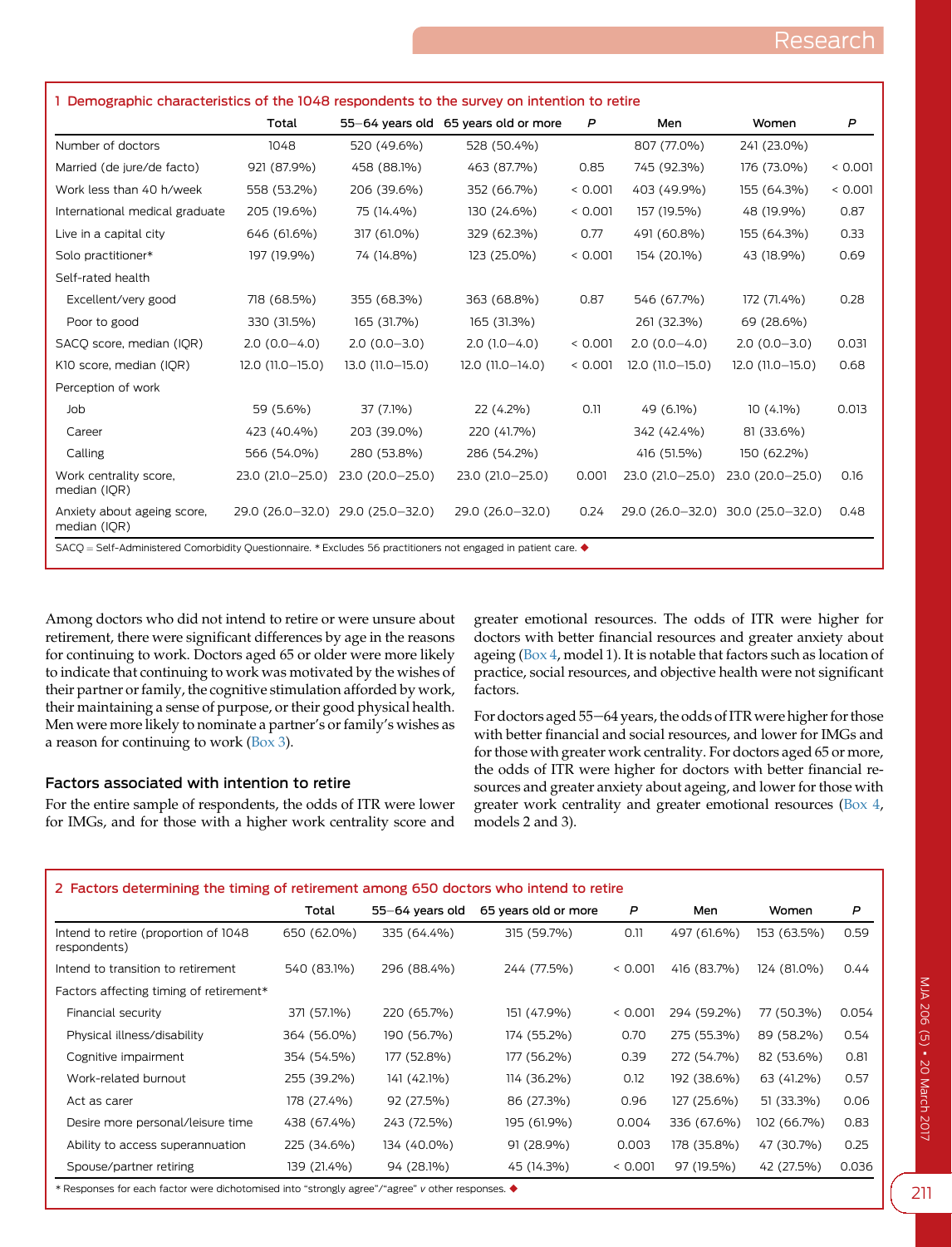**1 Demographic characteristics of the 1048 respondents to the survey on intention to retire**

| | Total | 55–64 years old | 65 years old or more | *P* | Men | Women | *P* |
|---|---|---|---|---|---|---|---|
| Number of doctors | 1048 | 520 (49.6%) | 528 (50.4%) | | 807 (77.0%) | 241 (23.0%) | |
| Married (de jure/de facto) | 921 (87.9%) | 458 (88.1%) | 463 (87.7%) | 0.85 | 745 (92.3%) | 176 (73.0%) | < 0.001 |
| Work less than 40 h/week | 558 (53.2%) | 206 (39.6%) | 352 (66.7%) | < 0.001 | 403 (49.9%) | 155 (64.3%) | < 0.001 |
| International medical graduate | 205 (19.6%) | 75 (14.4%) | 130 (24.6%) | < 0.001 | 157 (19.5%) | 48 (19.9%) | 0.87 |
| Live in a capital city | 646 (61.6%) | 317 (61.0%) | 329 (62.3%) | 0.77 | 491 (60.8%) | 155 (64.3%) | 0.33 |
| Solo practitioner* | 197 (19.9%) | 74 (14.8%) | 123 (25.0%) | < 0.001 | 154 (20.1%) | 43 (18.9%) | 0.69 |
| Self-rated health | | | | | | | |
| Excellent/very good | 718 (68.5%) | 355 (68.3%) | 363 (68.8%) | 0.87 | 546 (67.7%) | 172 (71.4%) | 0.28 |
| Poor to good | 330 (31.5%) | 165 (31.7%) | 165 (31.3%) | | 261 (32.3%) | 69 (28.6%) | |
| SACQ score, median (IQR) | 2.0 (0.0–4.0) | 2.0 (0.0–3.0) | 2.0 (1.0–4.0) | < 0.001 | 2.0 (0.0–4.0) | 2.0 (0.0–3.0) | 0.031 |
| K10 score, median (IQR) | 12.0 (11.0–15.0) | 13.0 (11.0–15.0) | 12.0 (11.0–14.0) | < 0.001 | 12.0 (11.0–15.0) | 12.0 (11.0–15.0) | 0.68 |
| Perception of work | | | | | | | |
| Job | 59 (5.6%) | 37 (7.1%) | 22 (4.2%) | 0.11 | 49 (6.1%) | 10 (4.1%) | 0.013 |
| Career | 423 (40.4%) | 203 (39.0%) | 220 (41.7%) | | 342 (42.4%) | 81 (33.6%) | |
| Calling | 566 (54.0%) | 280 (53.8%) | 286 (54.2%) | | 416 (51.5%) | 150 (62.2%) | |
| Work centrality score, median (IQR) | 23.0 (21.0–25.0) | 23.0 (20.0–25.0) | 23.0 (21.0–25.0) | 0.001 | 23.0 (21.0–25.0) | 23.0 (20.0–25.0) | 0.16 |
| Anxiety about ageing score, median (IQR) | 29.0 (26.0–32.0) | 29.0 (25.0–32.0) | 29.0 (26.0–32.0) | 0.24 | 29.0 (26.0–32.0) | 30.0 (25.0–32.0) | 0.48 |

SACQ = Self-Administered Comorbidity Questionnaire. * Excludes 56 practitioners not engaged in patient care. ◆

Among doctors who did not intend to retire or were unsure about retirement, there were significant differences by age in the reasons for continuing to work. Doctors aged 65 or older were more likely to indicate that continuing to work was motivated by the wishes of their partner or family, the cognitive stimulation afforded by work, their maintaining a sense of purpose, or their good physical health. Men were more likely to nominate a partner's or family's wishes as a reason for continuing to work (Box 3).

### Factors associated with intention to retire

For the entire sample of respondents, the odds of ITR were lower for IMGs, and for those with a higher work centrality score and greater emotional resources. The odds of ITR were higher for doctors with better financial resources and greater anxiety about ageing (Box 4, model 1). It is notable that factors such as location of practice, social resources, and objective health were not significant factors.

For doctors aged 55–64 years, the odds of ITR were higher for those with better financial and social resources, and lower for IMGs and for those with greater work centrality. For doctors aged 65 or more, the odds of ITR were higher for doctors with better financial resources and greater anxiety about ageing, and lower for those with greater work centrality and greater emotional resources (Box 4, models 2 and 3).

**2 Factors determining the timing of retirement among 650 doctors who intend to retire**

| | Total | 55–64 years old | 65 years old or more | *P* | Men | Women | *P* |
|---|---|---|---|---|---|---|---|
| Intend to retire (proportion of 1048 respondents) | 650 (62.0%) | 335 (64.4%) | 315 (59.7%) | 0.11 | 497 (61.6%) | 153 (63.5%) | 0.59 |
| Intend to transition to retirement | 540 (83.1%) | 296 (88.4%) | 244 (77.5%) | < 0.001 | 416 (83.7%) | 124 (81.0%) | 0.44 |
| Factors affecting timing of retirement* | | | | | | | |
| Financial security | 371 (57.1%) | 220 (65.7%) | 151 (47.9%) | < 0.001 | 294 (59.2%) | 77 (50.3%) | 0.054 |
| Physical illness/disability | 364 (56.0%) | 190 (56.7%) | 174 (55.2%) | 0.70 | 275 (55.3%) | 89 (58.2%) | 0.54 |
| Cognitive impairment | 354 (54.5%) | 177 (52.8%) | 177 (56.2%) | 0.39 | 272 (54.7%) | 82 (53.6%) | 0.81 |
| Work-related burnout | 255 (39.2%) | 141 (42.1%) | 114 (36.2%) | 0.12 | 192 (38.6%) | 63 (41.2%) | 0.57 |
| Act as carer | 178 (27.4%) | 92 (27.5%) | 86 (27.3%) | 0.96 | 127 (25.6%) | 51 (33.3%) | 0.06 |
| Desire more personal/leisure time | 438 (67.4%) | 243 (72.5%) | 195 (61.9%) | 0.004 | 336 (67.6%) | 102 (66.7%) | 0.83 |
| Ability to access superannuation | 225 (34.6%) | 134 (40.0%) | 91 (28.9%) | 0.003 | 178 (35.8%) | 47 (30.7%) | 0.25 |
| Spouse/partner retiring | 139 (21.4%) | 94 (28.1%) | 45 (14.3%) | < 0.001 | 97 (19.5%) | 42 (27.5%) | 0.036 |

* Responses for each factor were dichotomised into "strongly agree"/"agree" *v* other responses. ◆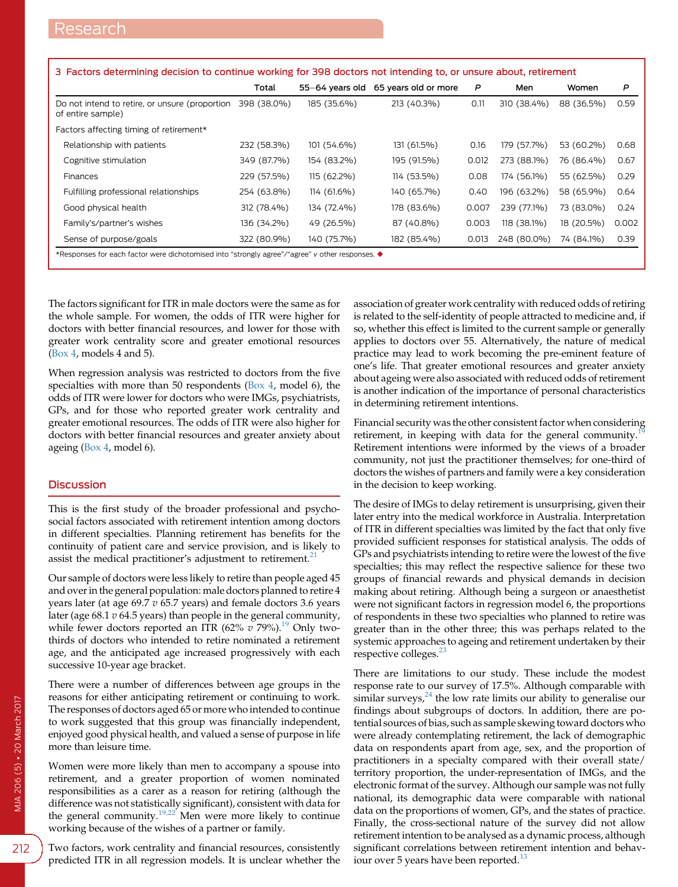**3 Factors determining decision to continue working for 398 doctors not intending to, or unsure about, retirement**

| | Total | 55–64 years old | 65 years old or more | P | Men | Women | P |
|---|---|---|---|---|---|---|---|
| Do not intend to retire, or unsure (proportion of entire sample) | 398 (38.0%) | 185 (35.6%) | 213 (40.3%) | 0.11 | 310 (38.4%) | 88 (36.5%) | 0.59 |
| Factors affecting timing of retirement* | | | | | | | |
| Relationship with patients | 232 (58.3%) | 101 (54.6%) | 131 (61.5%) | 0.16 | 179 (57.7%) | 53 (60.2%) | 0.68 |
| Cognitive stimulation | 349 (87.7%) | 154 (83.2%) | 195 (91.5%) | 0.012 | 273 (88.1%) | 76 (86.4%) | 0.67 |
| Finances | 229 (57.5%) | 115 (62.2%) | 114 (53.5%) | 0.08 | 174 (56.1%) | 55 (62.5%) | 0.29 |
| Fulfilling professional relationships | 254 (63.8%) | 114 (61.6%) | 140 (65.7%) | 0.40 | 196 (63.2%) | 58 (65.9%) | 0.64 |
| Good physical health | 312 (78.4%) | 134 (72.4%) | 178 (83.6%) | 0.007 | 239 (77.1%) | 73 (83.0%) | 0.24 |
| Family's/partner's wishes | 136 (34.2%) | 49 (26.5%) | 87 (40.8%) | 0.003 | 118 (38.1%) | 18 (20.5%) | 0.002 |
| Sense of purpose/goals | 322 (80.9%) | 140 (75.7%) | 182 (85.4%) | 0.013 | 248 (80.0%) | 74 (84.1%) | 0.39 |

*Responses for each factor were dichotomised into "strongly agree"/"agree" *v* other responses. ◆

The factors significant for ITR in male doctors were the same as for the whole sample. For women, the odds of ITR were higher for doctors with better financial resources, and lower for those with greater work centrality score and greater emotional resources (Box 4, models 4 and 5).

When regression analysis was restricted to doctors from the five specialties with more than 50 respondents (Box 4, model 6), the odds of ITR were lower for doctors who were IMGs, psychiatrists, GPs, and for those who reported greater work centrality and greater emotional resources. The odds of ITR were also higher for doctors with better financial resources and greater anxiety about ageing (Box 4, model 6).

## Discussion

This is the first study of the broader professional and psychosocial factors associated with retirement intention among doctors in different specialties. Planning retirement has benefits for the continuity of patient care and service provision, and is likely to assist the medical practitioner's adjustment to retirement.[21]

Our sample of doctors were less likely to retire than people aged 45 and over in the general population: male doctors planned to retire 4 years later (at age 69.7 *v* 65.7 years) and female doctors 3.6 years later (age 68.1 *v* 64.5 years) than people in the general community, while fewer doctors reported an ITR (62% *v* 79%).[19] Only two-thirds of doctors who intended to retire nominated a retirement age, and the anticipated age increased progressively with each successive 10-year age bracket.

There were a number of differences between age groups in the reasons for either anticipating retirement or continuing to work. The responses of doctors aged 65 or more who intended to continue to work suggested that this group was financially independent, enjoyed good physical health, and valued a sense of purpose in life more than leisure time.

Women were more likely than men to accompany a spouse into retirement, and a greater proportion of women nominated responsibilities as a carer as a reason for retiring (although the difference was not statistically significant), consistent with data for the general community.[19,22] Men were more likely to continue working because of the wishes of a partner or family.

Two factors, work centrality and financial resources, consistently predicted ITR in all regression models. It is unclear whether the association of greater work centrality with reduced odds of retiring is related to the self-identity of people attracted to medicine and, if so, whether this effect is limited to the current sample or generally applies to doctors over 55. Alternatively, the nature of medical practice may lead to work becoming the pre-eminent feature of one's life. That greater emotional resources and greater anxiety about ageing were also associated with reduced odds of retirement is another indication of the importance of personal characteristics in determining retirement intentions.

Financial security was the other consistent factor when considering retirement, in keeping with data for the general community.[19] Retirement intentions were informed by the views of a broader community, not just the practitioner themselves; for one-third of doctors the wishes of partners and family were a key consideration in the decision to keep working.

The desire of IMGs to delay retirement is unsurprising, given their later entry into the medical workforce in Australia. Interpretation of ITR in different specialties was limited by the fact that only five provided sufficient responses for statistical analysis. The odds of GPs and psychiatrists intending to retire were the lowest of the five specialties; this may reflect the respective salience for these two groups of financial rewards and physical demands in decision making about retiring. Although being a surgeon or anaesthetist were not significant factors in regression model 6, the proportions of respondents in these two specialties who planned to retire was greater than in the other three; this was perhaps related to the systemic approaches to ageing and retirement undertaken by their respective colleges.[23]

There are limitations to our study. These include the modest response rate to our survey of 17.5%. Although comparable with similar surveys,[24] the low rate limits our ability to generalise our findings about subgroups of doctors. In addition, there are potential sources of bias, such as sample skewing toward doctors who were already contemplating retirement, the lack of demographic data on respondents apart from age, sex, and the proportion of practitioners in a specialty compared with their overall state/territory proportion, the under-representation of IMGs, and the electronic format of the survey. Although our sample was not fully national, its demographic data were comparable with national data on the proportions of women, GPs, and the states of practice. Finally, the cross-sectional nature of the survey did not allow retirement intention to be analysed as a dynamic process, although significant correlations between retirement intention and behaviour over 5 years have been reported.[13]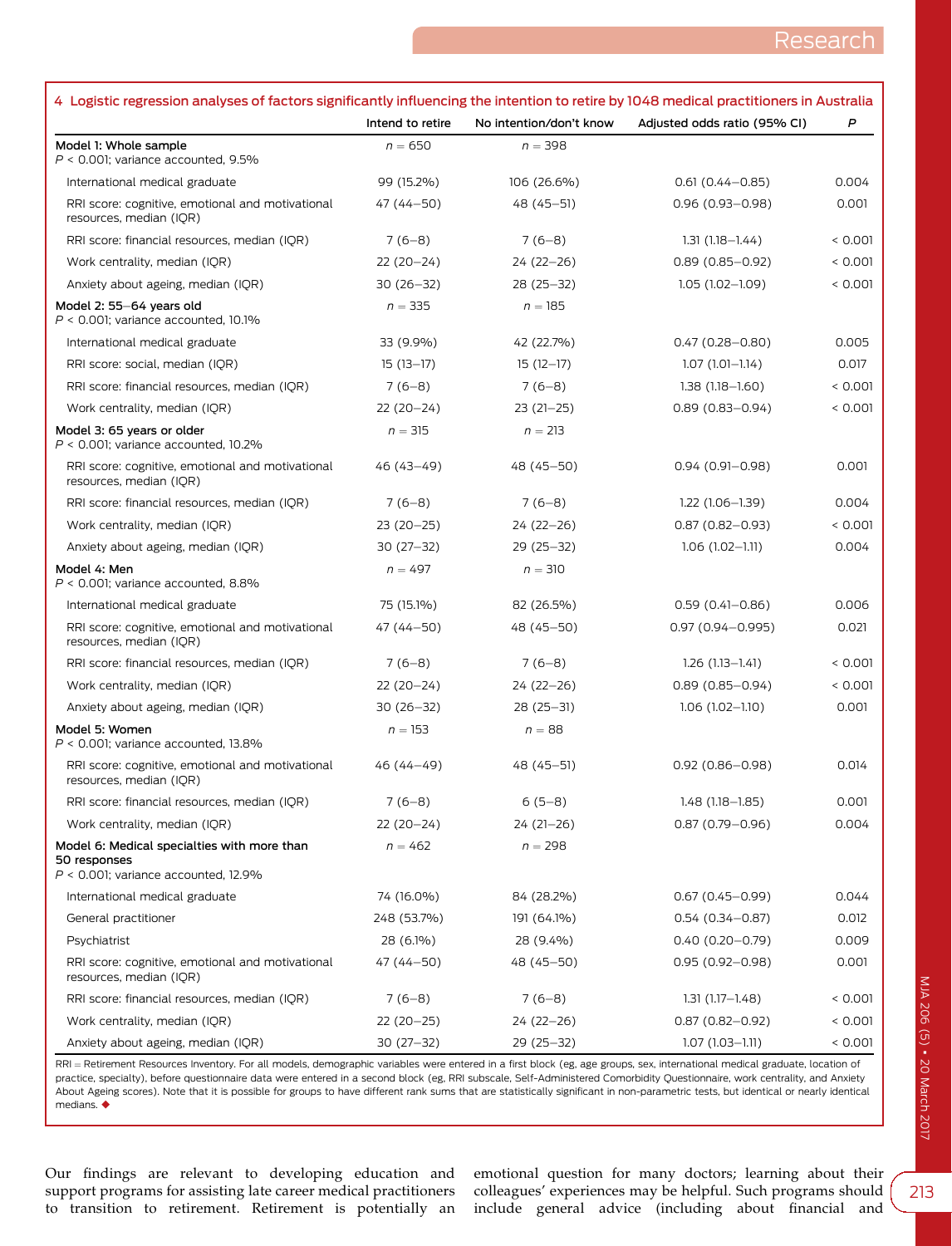**4 Logistic regression analyses of factors significantly influencing the intention to retire by 1048 medical practitioners in Australia**

| | Intend to retire | No intention/don't know | Adjusted odds ratio (95% CI) | P |
|---|---|---|---|---|
| **Model 1: Whole sample** $P$ < 0.001; variance accounted, 9.5% | $n$ = 650 | $n$ = 398 | | |
| International medical graduate | 99 (15.2%) | 106 (26.6%) | 0.61 (0.44–0.85) | 0.004 |
| RRI score: cognitive, emotional and motivational resources, median (IQR) | 47 (44–50) | 48 (45–51) | 0.96 (0.93–0.98) | 0.001 |
| RRI score: financial resources, median (IQR) | 7 (6–8) | 7 (6–8) | 1.31 (1.18–1.44) | < 0.001 |
| Work centrality, median (IQR) | 22 (20–24) | 24 (22–26) | 0.89 (0.85–0.92) | < 0.001 |
| Anxiety about ageing, median (IQR) | 30 (26–32) | 28 (25–32) | 1.05 (1.02–1.09) | < 0.001 |
| **Model 2: 55–64 years old** $P$ < 0.001; variance accounted, 10.1% | $n$ = 335 | $n$ = 185 | | |
| International medical graduate | 33 (9.9%) | 42 (22.7%) | 0.47 (0.28–0.80) | 0.005 |
| RRI score: social, median (IQR) | 15 (13–17) | 15 (12–17) | 1.07 (1.01–1.14) | 0.017 |
| RRI score: financial resources, median (IQR) | 7 (6–8) | 7 (6–8) | 1.38 (1.18–1.60) | < 0.001 |
| Work centrality, median (IQR) | 22 (20–24) | 23 (21–25) | 0.89 (0.83–0.94) | < 0.001 |
| **Model 3: 65 years or older** $P$ < 0.001; variance accounted, 10.2% | $n$ = 315 | $n$ = 213 | | |
| RRI score: cognitive, emotional and motivational resources, median (IQR) | 46 (43–49) | 48 (45–50) | 0.94 (0.91–0.98) | 0.001 |
| RRI score: financial resources, median (IQR) | 7 (6–8) | 7 (6–8) | 1.22 (1.06–1.39) | 0.004 |
| Work centrality, median (IQR) | 23 (20–25) | 24 (22–26) | 0.87 (0.82–0.93) | < 0.001 |
| Anxiety about ageing, median (IQR) | 30 (27–32) | 29 (25–32) | 1.06 (1.02–1.11) | 0.004 |
| **Model 4: Men** $P$ < 0.001; variance accounted, 8.8% | $n$ = 497 | $n$ = 310 | | |
| International medical graduate | 75 (15.1%) | 82 (26.5%) | 0.59 (0.41–0.86) | 0.006 |
| RRI score: cognitive, emotional and motivational resources, median (IQR) | 47 (44–50) | 48 (45–50) | 0.97 (0.94–0.995) | 0.021 |
| RRI score: financial resources, median (IQR) | 7 (6–8) | 7 (6–8) | 1.26 (1.13–1.41) | < 0.001 |
| Work centrality, median (IQR) | 22 (20–24) | 24 (22–26) | 0.89 (0.85–0.94) | < 0.001 |
| Anxiety about ageing, median (IQR) | 30 (26–32) | 28 (25–31) | 1.06 (1.02–1.10) | 0.001 |
| **Model 5: Women** $P$ < 0.001; variance accounted, 13.8% | $n$ = 153 | $n$ = 88 | | |
| RRI score: cognitive, emotional and motivational resources, median (IQR) | 46 (44–49) | 48 (45–51) | 0.92 (0.86–0.98) | 0.014 |
| RRI score: financial resources, median (IQR) | 7 (6–8) | 6 (5–8) | 1.48 (1.18–1.85) | 0.001 |
| Work centrality, median (IQR) | 22 (20–24) | 24 (21–26) | 0.87 (0.79–0.96) | 0.004 |
| **Model 6: Medical specialties with more than 50 responses** $P$ < 0.001; variance accounted, 12.9% | $n$ = 462 | $n$ = 298 | | |
| International medical graduate | 74 (16.0%) | 84 (28.2%) | 0.67 (0.45–0.99) | 0.044 |
| General practitioner | 248 (53.7%) | 191 (64.1%) | 0.54 (0.34–0.87) | 0.012 |
| Psychiatrist | 28 (6.1%) | 28 (9.4%) | 0.40 (0.20–0.79) | 0.009 |
| RRI score: cognitive, emotional and motivational resources, median (IQR) | 47 (44–50) | 48 (45–50) | 0.95 (0.92–0.98) | 0.001 |
| RRI score: financial resources, median (IQR) | 7 (6–8) | 7 (6–8) | 1.31 (1.17–1.48) | < 0.001 |
| Work centrality, median (IQR) | 22 (20–25) | 24 (22–26) | 0.87 (0.82–0.92) | < 0.001 |
| Anxiety about ageing, median (IQR) | 30 (27–32) | 29 (25–32) | 1.07 (1.03–1.11) | < 0.001 |

RRI = Retirement Resources Inventory. For all models, demographic variables were entered in a first block (eg, age groups, sex, international medical graduate, location of practice, specialty), before questionnaire data were entered in a second block (eg, RRI subscale, Self-Administered Comorbidity Questionnaire, work centrality, and Anxiety About Ageing scores). Note that it is possible for groups to have different rank sums that are statistically significant in non-parametric tests, but identical or nearly identical medians. ◆

Our findings are relevant to developing education and support programs for assisting late career medical practitioners to transition to retirement. Retirement is potentially an emotional question for many doctors; learning about their colleagues' experiences may be helpful. Such programs should include general advice (including about financial and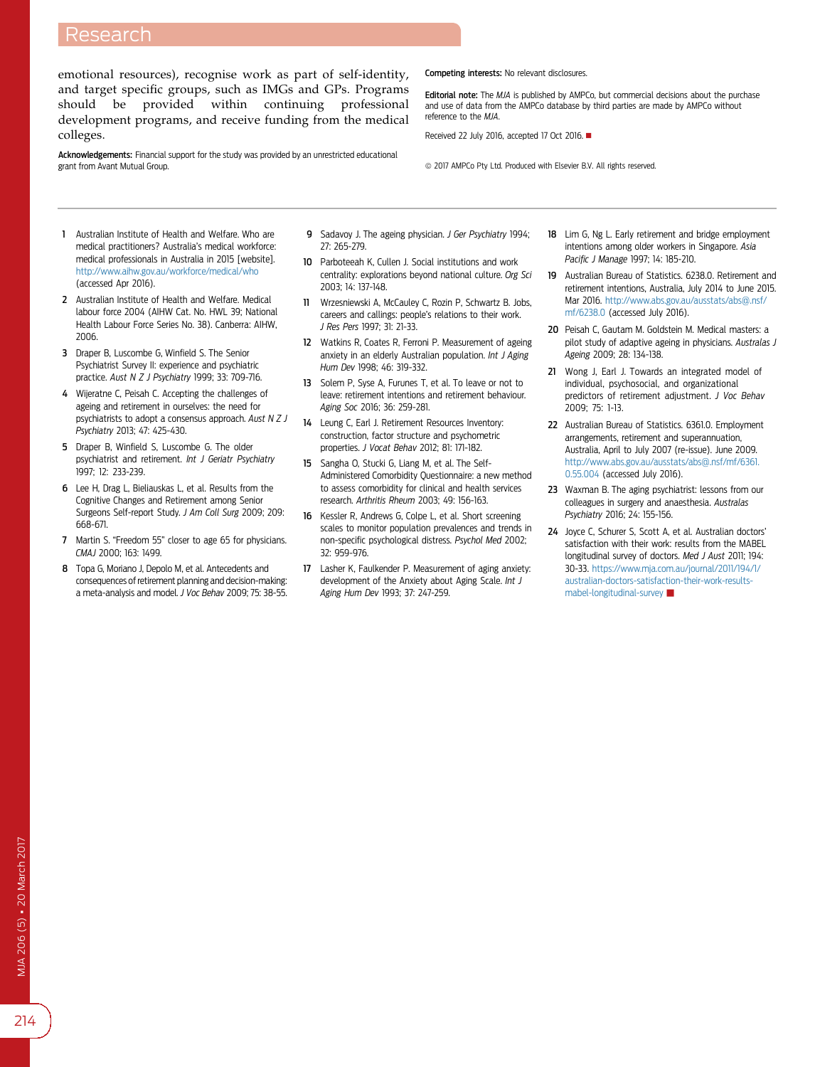emotional resources), recognise work as part of self-identity, and target specific groups, such as IMGs and GPs. Programs should be provided within continuing professional development programs, and receive funding from the medical colleges.

**Acknowledgements:** Financial support for the study was provided by an unrestricted educational grant from Avant Mutual Group.

**Competing interests:** No relevant disclosures.

**Editorial note:** The *MJA* is published by AMPCo, but commercial decisions about the purchase and use of data from the AMPCo database by third parties are made by AMPCo without reference to the *MJA*.

Received 22 July 2016, accepted 17 Oct 2016. ■

© 2017 AMPCo Pty Ltd. Produced with Elsevier B.V. All rights reserved.

1. Australian Institute of Health and Welfare. Who are medical practitioners? Australia's medical workforce: medical professionals in Australia in 2015 [website]. http://www.aihw.gov.au/workforce/medical/who (accessed Apr 2016).
2. Australian Institute of Health and Welfare. Medical labour force 2004 (AIHW Cat. No. HWL 39; National Health Labour Force Series No. 38). Canberra: AIHW, 2006.
3. Draper B, Luscombe G, Winfield S. The Senior Psychiatrist Survey II: experience and psychiatric practice. *Aust N Z J Psychiatry* 1999; 33: 709-716.
4. Wijeratne C, Peisah C. Accepting the challenges of ageing and retirement in ourselves: the need for psychiatrists to adopt a consensus approach. *Aust N Z J Psychiatry* 2013; 47: 425-430.
5. Draper B, Winfield S, Luscombe G. The older psychiatrist and retirement. *Int J Geriatr Psychiatry* 1997; 12: 233-239.
6. Lee H, Drag L, Bieliauskas L, et al. Results from the Cognitive Changes and Retirement among Senior Surgeons Self-report Study. *J Am Coll Surg* 2009; 209: 668-671.
7. Martin S. "Freedom 55" closer to age 65 for physicians. *CMAJ* 2000; 163: 1499.
8. Topa G, Moriano J, Depolo M, et al. Antecedents and consequences of retirement planning and decision-making: a meta-analysis and model. *J Voc Behav* 2009; 75: 38-55.
9. Sadavoy J. The ageing physician. *J Ger Psychiatry* 1994; 27: 265-279.
10. Parboteeah K, Cullen J. Social institutions and work centrality: explorations beyond national culture. *Org Sci* 2003; 14: 137-148.
11. Wrzesniewski A, McCauley C, Rozin P, Schwartz B. Jobs, careers and callings: people's relations to their work. *J Res Pers* 1997; 31: 21-33.
12. Watkins R, Coates R, Ferroni P. Measurement of ageing anxiety in an elderly Australian population. *Int J Aging Hum Dev* 1998; 46: 319-332.
13. Solem P, Syse A, Furunes T, et al. To leave or not to leave: retirement intentions and retirement behaviour. *Aging Soc* 2016; 36: 259-281.
14. Leung C, Earl J. Retirement Resources Inventory: construction, factor structure and psychometric properties. *J Vocat Behav* 2012; 81: 171-182.
15. Sangha O, Stucki G, Liang M, et al. The Self-Administered Comorbidity Questionnaire: a new method to assess comorbidity for clinical and health services research. *Arthritis Rheum* 2003; 49: 156-163.
16. Kessler R, Andrews G, Colpe L, et al. Short screening scales to monitor population prevalences and trends in non-specific psychological distress. *Psychol Med* 2002; 32: 959-976.
17. Lasher K, Faulkender P. Measurement of aging anxiety: development of the Anxiety about Aging Scale. *Int J Aging Hum Dev* 1993; 37: 247-259.
18. Lim G, Ng L. Early retirement and bridge employment intentions among older workers in Singapore. *Asia Pacific J Manage* 1997; 14: 185-210.
19. Australian Bureau of Statistics. 6238.0. Retirement and retirement intentions, Australia, July 2014 to June 2015. Mar 2016. http://www.abs.gov.au/ausstats/abs@.nsf/mf/6238.0 (accessed July 2016).
20. Peisah C, Gautam M. Goldstein M. Medical masters: a pilot study of adaptive ageing in physicians. *Australas J Ageing* 2009; 28: 134-138.
21. Wong J, Earl J. Towards an integrated model of individual, psychosocial, and organizational predictors of retirement adjustment. *J Voc Behav* 2009; 75: 1-13.
22. Australian Bureau of Statistics. 6361.0. Employment arrangements, retirement and superannuation, Australia, April to July 2007 (re-issue). June 2009. http://www.abs.gov.au/ausstats/abs@.nsf/mf/6361.0.55.004 (accessed July 2016).
23. Waxman B. The aging psychiatrist: lessons from our colleagues in surgery and anaesthesia. *Australas Psychiatry* 2016; 24: 155-156.
24. Joyce C, Schurer S, Scott A, et al. Australian doctors' satisfaction with their work: results from the MABEL longitudinal survey of doctors. *Med J Aust* 2011; 194: 30-33. https://www.mja.com.au/journal/2011/194/1/australian-doctors-satisfaction-their-work-results-mabel-longitudinal-survey ■